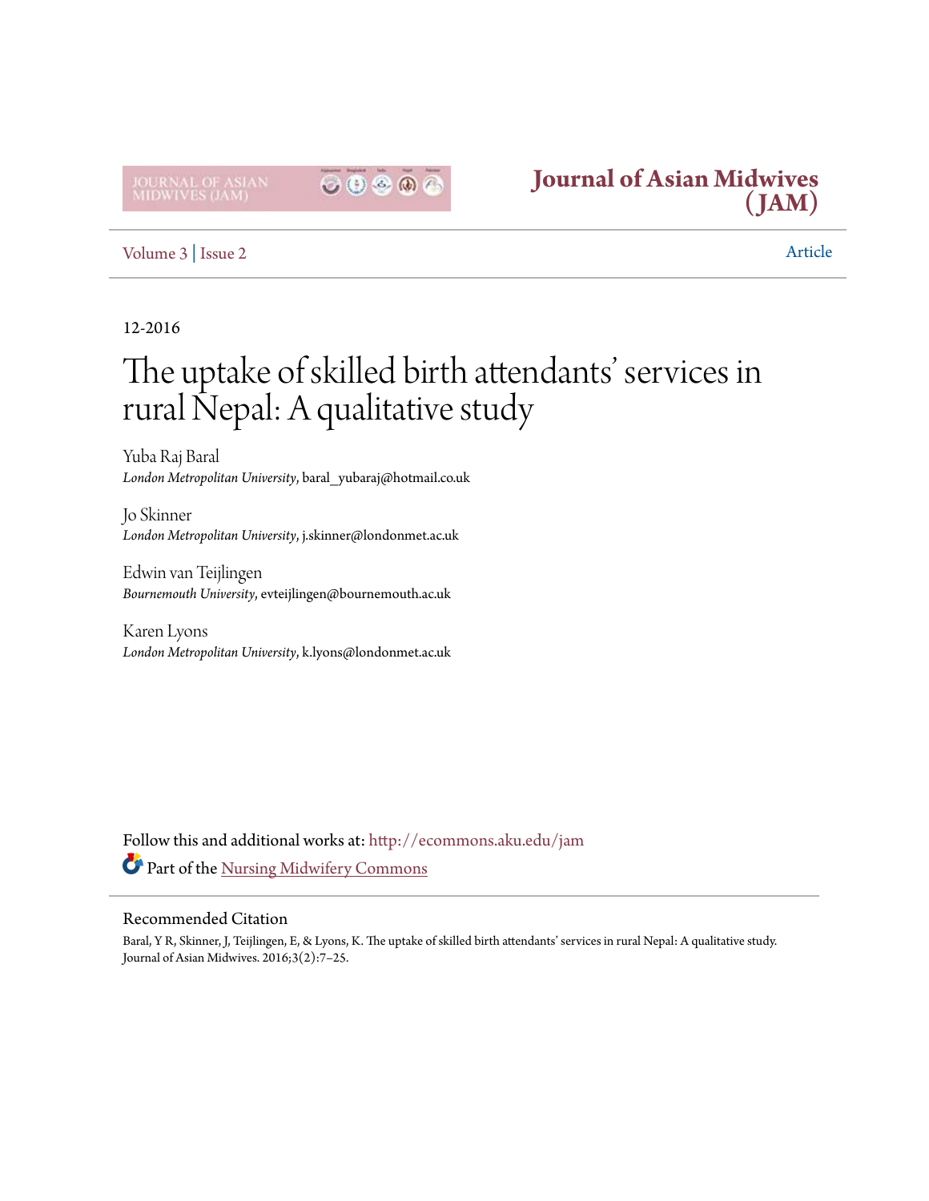Journal of Asian Midwives (JAM)

Volume 3 | Issue 2

Article

12-2016

# The uptake of skilled birth attendants' services in rural Nepal: A qualitative study

Yuba Raj Baral
*London Metropolitan University*, baral_yubaraj@hotmail.co.uk

Jo Skinner
*London Metropolitan University*, j.skinner@londonmet.ac.uk

Edwin van Teijlingen
*Bournemouth University*, evteijlingen@bournemouth.ac.uk

Karen Lyons
*London Metropolitan University*, k.lyons@londonmet.ac.uk

Follow this and additional works at: http://ecommons.aku.edu/jam

Part of the Nursing Midwifery Commons

## Recommended Citation

Baral, Y R, Skinner, J, Teijlingen, E, & Lyons, K. The uptake of skilled birth attendants' services in rural Nepal: A qualitative study. Journal of Asian Midwives. 2016;3(2):7–25.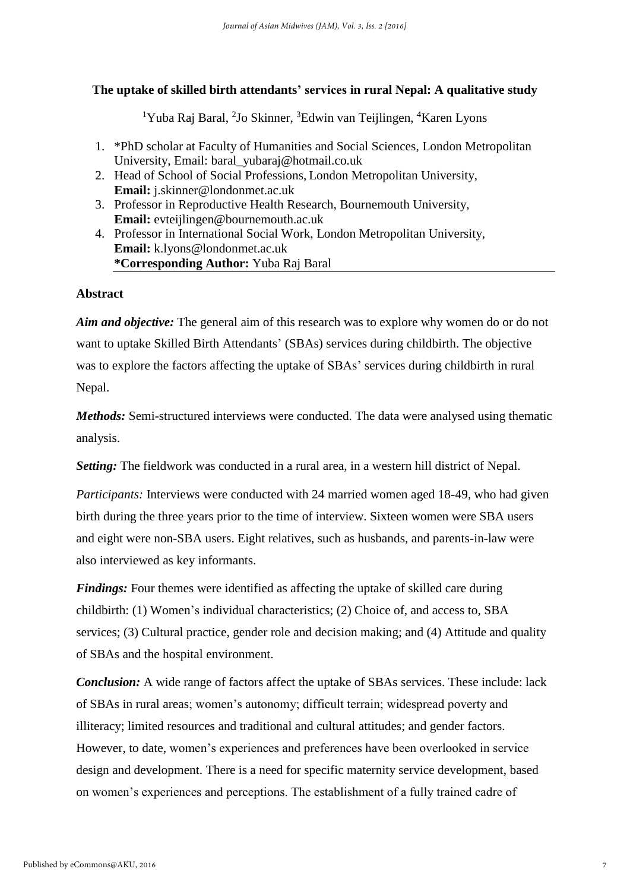**The uptake of skilled birth attendants' services in rural Nepal: A qualitative study**

[1]Yuba Raj Baral, [2]Jo Skinner, [3]Edwin van Teijlingen, [4]Karen Lyons

1. *PhD scholar at Faculty of Humanities and Social Sciences, London Metropolitan University, Email: baral_yubaraj@hotmail.co.uk
2. Head of School of Social Professions, London Metropolitan University, **Email:** j.skinner@londonmet.ac.uk
3. Professor in Reproductive Health Research, Bournemouth University, **Email:** evteijlingen@bournemouth.ac.uk
4. Professor in International Social Work, London Metropolitan University, **Email:** k.lyons@londonmet.ac.uk
 **\*Corresponding Author:** Yuba Raj Baral

## Abstract

***Aim and objective:*** The general aim of this research was to explore why women do or do not want to uptake Skilled Birth Attendants' (SBAs) services during childbirth. The objective was to explore the factors affecting the uptake of SBAs' services during childbirth in rural Nepal.

***Methods:*** Semi-structured interviews were conducted. The data were analysed using thematic analysis.

***Setting:*** The fieldwork was conducted in a rural area, in a western hill district of Nepal.

*Participants:* Interviews were conducted with 24 married women aged 18-49, who had given birth during the three years prior to the time of interview. Sixteen women were SBA users and eight were non-SBA users. Eight relatives, such as husbands, and parents-in-law were also interviewed as key informants.

***Findings:*** Four themes were identified as affecting the uptake of skilled care during childbirth: (1) Women's individual characteristics; (2) Choice of, and access to, SBA services; (3) Cultural practice, gender role and decision making; and (4) Attitude and quality of SBAs and the hospital environment.

***Conclusion:*** A wide range of factors affect the uptake of SBAs services. These include: lack of SBAs in rural areas; women's autonomy; difficult terrain; widespread poverty and illiteracy; limited resources and traditional and cultural attitudes; and gender factors. However, to date, women's experiences and preferences have been overlooked in service design and development. There is a need for specific maternity service development, based on women's experiences and perceptions. The establishment of a fully trained cadre of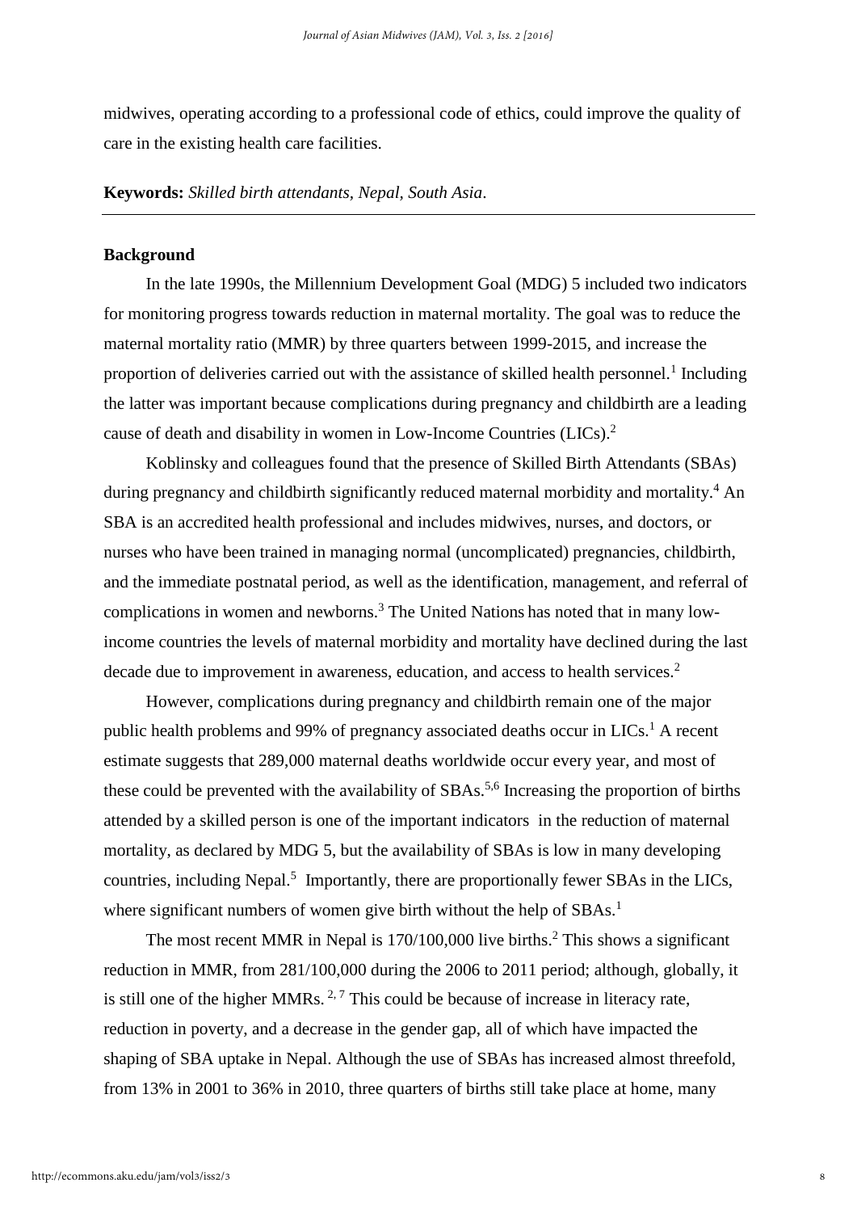midwives, operating according to a professional code of ethics, could improve the quality of care in the existing health care facilities.

**Keywords:** *Skilled birth attendants, Nepal, South Asia*.

---

**Background**

In the late 1990s, the Millennium Development Goal (MDG) 5 included two indicators for monitoring progress towards reduction in maternal mortality. The goal was to reduce the maternal mortality ratio (MMR) by three quarters between 1999-2015, and increase the proportion of deliveries carried out with the assistance of skilled health personnel.[1] Including the latter was important because complications during pregnancy and childbirth are a leading cause of death and disability in women in Low-Income Countries (LICs).[2]

Koblinsky and colleagues found that the presence of Skilled Birth Attendants (SBAs) during pregnancy and childbirth significantly reduced maternal morbidity and mortality.[4] An SBA is an accredited health professional and includes midwives, nurses, and doctors, or nurses who have been trained in managing normal (uncomplicated) pregnancies, childbirth, and the immediate postnatal period, as well as the identification, management, and referral of complications in women and newborns.[3] The United Nations has noted that in many low-income countries the levels of maternal morbidity and mortality have declined during the last decade due to improvement in awareness, education, and access to health services.[2]

However, complications during pregnancy and childbirth remain one of the major public health problems and 99% of pregnancy associated deaths occur in LICs.[1] A recent estimate suggests that 289,000 maternal deaths worldwide occur every year, and most of these could be prevented with the availability of SBAs.[5,6] Increasing the proportion of births attended by a skilled person is one of the important indicators in the reduction of maternal mortality, as declared by MDG 5, but the availability of SBAs is low in many developing countries, including Nepal.[5] Importantly, there are proportionally fewer SBAs in the LICs, where significant numbers of women give birth without the help of SBAs.[1]

The most recent MMR in Nepal is 170/100,000 live births.[2] This shows a significant reduction in MMR, from 281/100,000 during the 2006 to 2011 period; although, globally, it is still one of the higher MMRs.[2,7] This could be because of increase in literacy rate, reduction in poverty, and a decrease in the gender gap, all of which have impacted the shaping of SBA uptake in Nepal. Although the use of SBAs has increased almost threefold, from 13% in 2001 to 36% in 2010, three quarters of births still take place at home, many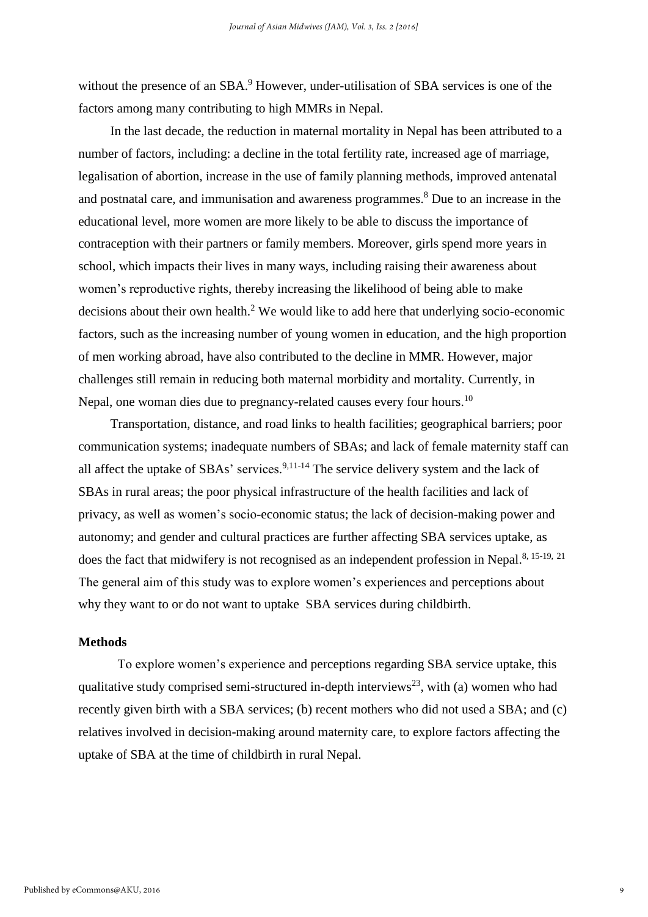without the presence of an SBA.[9] However, under-utilisation of SBA services is one of the factors among many contributing to high MMRs in Nepal.

In the last decade, the reduction in maternal mortality in Nepal has been attributed to a number of factors, including: a decline in the total fertility rate, increased age of marriage, legalisation of abortion, increase in the use of family planning methods, improved antenatal and postnatal care, and immunisation and awareness programmes.[8] Due to an increase in the educational level, more women are more likely to be able to discuss the importance of contraception with their partners or family members. Moreover, girls spend more years in school, which impacts their lives in many ways, including raising their awareness about women's reproductive rights, thereby increasing the likelihood of being able to make decisions about their own health.[2] We would like to add here that underlying socio-economic factors, such as the increasing number of young women in education, and the high proportion of men working abroad, have also contributed to the decline in MMR. However, major challenges still remain in reducing both maternal morbidity and mortality. Currently, in Nepal, one woman dies due to pregnancy-related causes every four hours.[10]

Transportation, distance, and road links to health facilities; geographical barriers; poor communication systems; inadequate numbers of SBAs; and lack of female maternity staff can all affect the uptake of SBAs' services.[9,11-14] The service delivery system and the lack of SBAs in rural areas; the poor physical infrastructure of the health facilities and lack of privacy, as well as women's socio-economic status; the lack of decision-making power and autonomy; and gender and cultural practices are further affecting SBA services uptake, as does the fact that midwifery is not recognised as an independent profession in Nepal.[8, 15-19, 21] The general aim of this study was to explore women's experiences and perceptions about why they want to or do not want to uptake SBA services during childbirth.

## Methods

To explore women's experience and perceptions regarding SBA service uptake, this qualitative study comprised semi-structured in-depth interviews[23], with (a) women who had recently given birth with a SBA services; (b) recent mothers who did not used a SBA; and (c) relatives involved in decision-making around maternity care, to explore factors affecting the uptake of SBA at the time of childbirth in rural Nepal.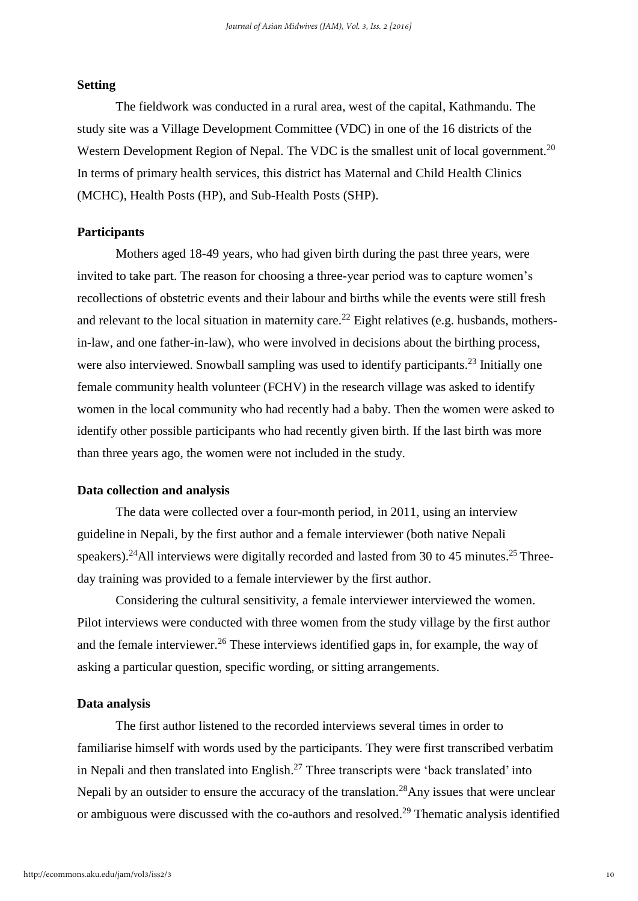**Setting**

The fieldwork was conducted in a rural area, west of the capital, Kathmandu. The study site was a Village Development Committee (VDC) in one of the 16 districts of the Western Development Region of Nepal. The VDC is the smallest unit of local government.[20] In terms of primary health services, this district has Maternal and Child Health Clinics (MCHC), Health Posts (HP), and Sub-Health Posts (SHP).

**Participants**

Mothers aged 18-49 years, who had given birth during the past three years, were invited to take part. The reason for choosing a three-year period was to capture women's recollections of obstetric events and their labour and births while the events were still fresh and relevant to the local situation in maternity care.[22] Eight relatives (e.g. husbands, mothers-in-law, and one father-in-law), who were involved in decisions about the birthing process, were also interviewed. Snowball sampling was used to identify participants.[23] Initially one female community health volunteer (FCHV) in the research village was asked to identify women in the local community who had recently had a baby. Then the women were asked to identify other possible participants who had recently given birth. If the last birth was more than three years ago, the women were not included in the study.

**Data collection and analysis**

The data were collected over a four-month period, in 2011, using an interview guideline in Nepali, by the first author and a female interviewer (both native Nepali speakers).[24]All interviews were digitally recorded and lasted from 30 to 45 minutes.[25] Three-day training was provided to a female interviewer by the first author.

Considering the cultural sensitivity, a female interviewer interviewed the women. Pilot interviews were conducted with three women from the study village by the first author and the female interviewer.[26] These interviews identified gaps in, for example, the way of asking a particular question, specific wording, or sitting arrangements.

**Data analysis**

The first author listened to the recorded interviews several times in order to familiarise himself with words used by the participants. They were first transcribed verbatim in Nepali and then translated into English.[27] Three transcripts were 'back translated' into Nepali by an outsider to ensure the accuracy of the translation.[28]Any issues that were unclear or ambiguous were discussed with the co-authors and resolved.[29] Thematic analysis identified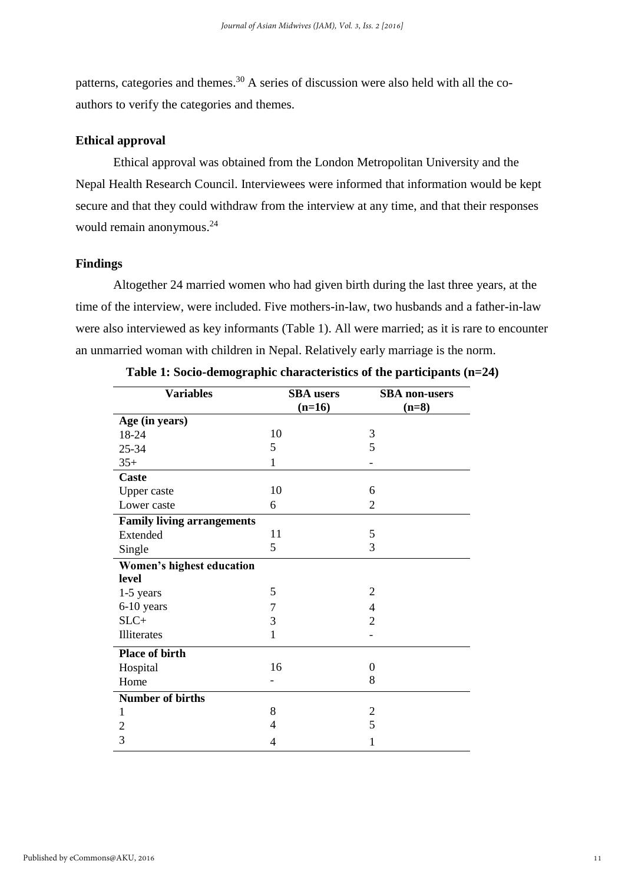patterns, categories and themes.[30] A series of discussion were also held with all the co-authors to verify the categories and themes.

### Ethical approval

Ethical approval was obtained from the London Metropolitan University and the Nepal Health Research Council. Interviewees were informed that information would be kept secure and that they could withdraw from the interview at any time, and that their responses would remain anonymous.[24]

### Findings

Altogether 24 married women who had given birth during the last three years, at the time of the interview, were included. Five mothers-in-law, two husbands and a father-in-law were also interviewed as key informants (Table 1). All were married; as it is rare to encounter an unmarried woman with children in Nepal. Relatively early marriage is the norm.

**Table 1: Socio-demographic characteristics of the participants (n=24)**

| Variables | SBA users (n=16) | SBA non-users (n=8) |
|---|---|---|
| **Age (in years)** | | |
| 18-24 | 10 | 3 |
| 25-34 | 5 | 5 |
| 35+ | 1 | - |
| **Caste** | | |
| Upper caste | 10 | 6 |
| Lower caste | 6 | 2 |
| **Family living arrangements** | | |
| Extended | 11 | 5 |
| Single | 5 | 3 |
| **Women's highest education level** | | |
| 1-5 years | 5 | 2 |
| 6-10 years | 7 | 4 |
| SLC+ | 3 | 2 |
| Illiterates | 1 | - |
| **Place of birth** | | |
| Hospital | 16 | 0 |
| Home | - | 8 |
| **Number of births** | | |
| 1 | 8 | 2 |
| 2 | 4 | 5 |
| 3 | 4 | 1 |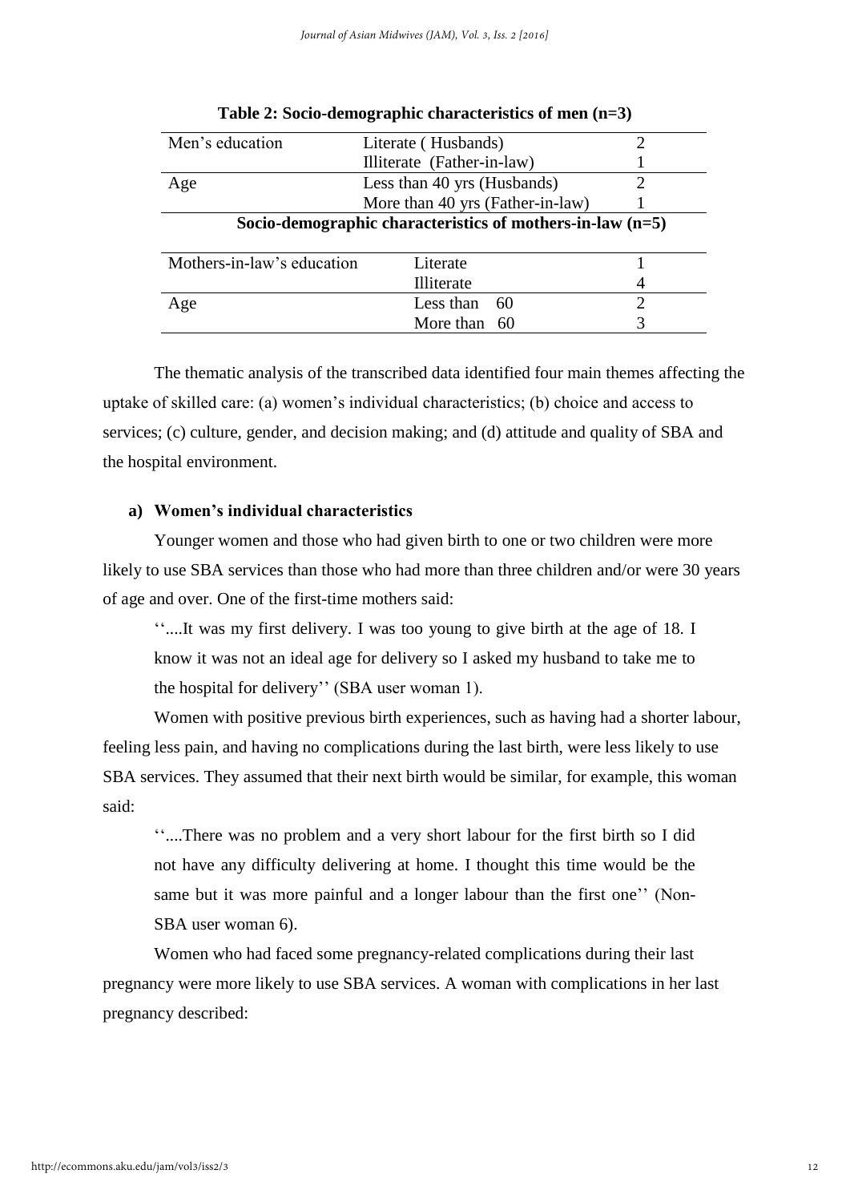**Table 2: Socio-demographic characteristics of men (n=3)**

| | | |
|---|---|---|
| Men's education | Literate ( Husbands) | 2 |
| | Illiterate (Father-in-law) | 1 |
| Age | Less than 40 yrs (Husbands) | 2 |
| | More than 40 yrs (Father-in-law) | 1 |

**Socio-demographic characteristics of mothers-in-law (n=5)**

| | | |
|---|---|---|
| Mothers-in-law's education | Literate | 1 |
| | Illiterate | 4 |
| Age | Less than 60 | 2 |
| | More than 60 | 3 |

The thematic analysis of the transcribed data identified four main themes affecting the uptake of skilled care: (a) women's individual characteristics; (b) choice and access to services; (c) culture, gender, and decision making; and (d) attitude and quality of SBA and the hospital environment.

**a) Women's individual characteristics**

Younger women and those who had given birth to one or two children were more likely to use SBA services than those who had more than three children and/or were 30 years of age and over. One of the first-time mothers said:

> ''....It was my first delivery. I was too young to give birth at the age of 18. I know it was not an ideal age for delivery so I asked my husband to take me to the hospital for delivery'' (SBA user woman 1).

Women with positive previous birth experiences, such as having had a shorter labour, feeling less pain, and having no complications during the last birth, were less likely to use SBA services. They assumed that their next birth would be similar, for example, this woman said:

> ''....There was no problem and a very short labour for the first birth so I did not have any difficulty delivering at home. I thought this time would be the same but it was more painful and a longer labour than the first one'' (Non-SBA user woman 6).

Women who had faced some pregnancy-related complications during their last pregnancy were more likely to use SBA services. A woman with complications in her last pregnancy described: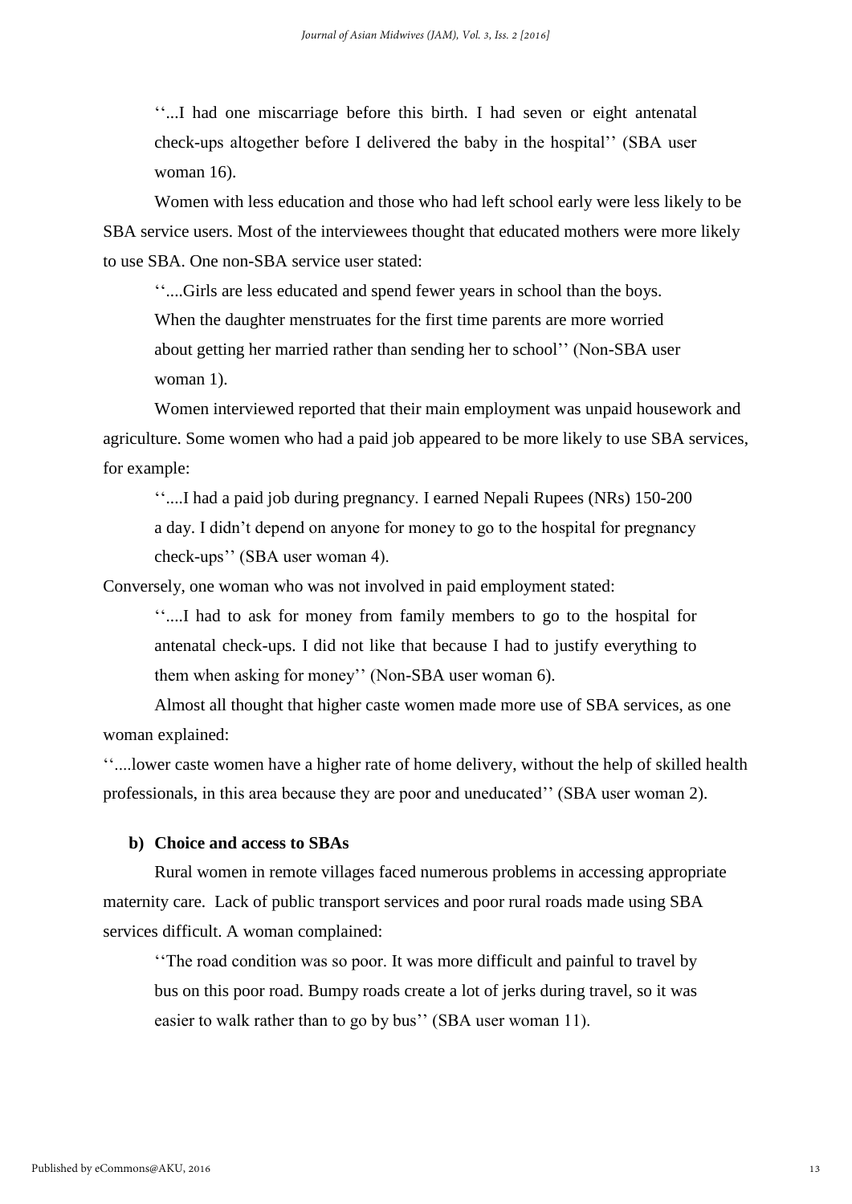''...I had one miscarriage before this birth. I had seven or eight antenatal check-ups altogether before I delivered the baby in the hospital'' (SBA user woman 16).

Women with less education and those who had left school early were less likely to be SBA service users. Most of the interviewees thought that educated mothers were more likely to use SBA. One non-SBA service user stated:

''....Girls are less educated and spend fewer years in school than the boys. When the daughter menstruates for the first time parents are more worried about getting her married rather than sending her to school'' (Non-SBA user woman 1).

Women interviewed reported that their main employment was unpaid housework and agriculture. Some women who had a paid job appeared to be more likely to use SBA services, for example:

''....I had a paid job during pregnancy. I earned Nepali Rupees (NRs) 150-200 a day. I didn't depend on anyone for money to go to the hospital for pregnancy check-ups'' (SBA user woman 4).

Conversely, one woman who was not involved in paid employment stated:

''....I had to ask for money from family members to go to the hospital for antenatal check-ups. I did not like that because I had to justify everything to them when asking for money'' (Non-SBA user woman 6).

Almost all thought that higher caste women made more use of SBA services, as one woman explained:

''....lower caste women have a higher rate of home delivery, without the help of skilled health professionals, in this area because they are poor and uneducated'' (SBA user woman 2).

**b) Choice and access to SBAs**

Rural women in remote villages faced numerous problems in accessing appropriate maternity care. Lack of public transport services and poor rural roads made using SBA services difficult. A woman complained:

''The road condition was so poor. It was more difficult and painful to travel by bus on this poor road. Bumpy roads create a lot of jerks during travel, so it was easier to walk rather than to go by bus'' (SBA user woman 11).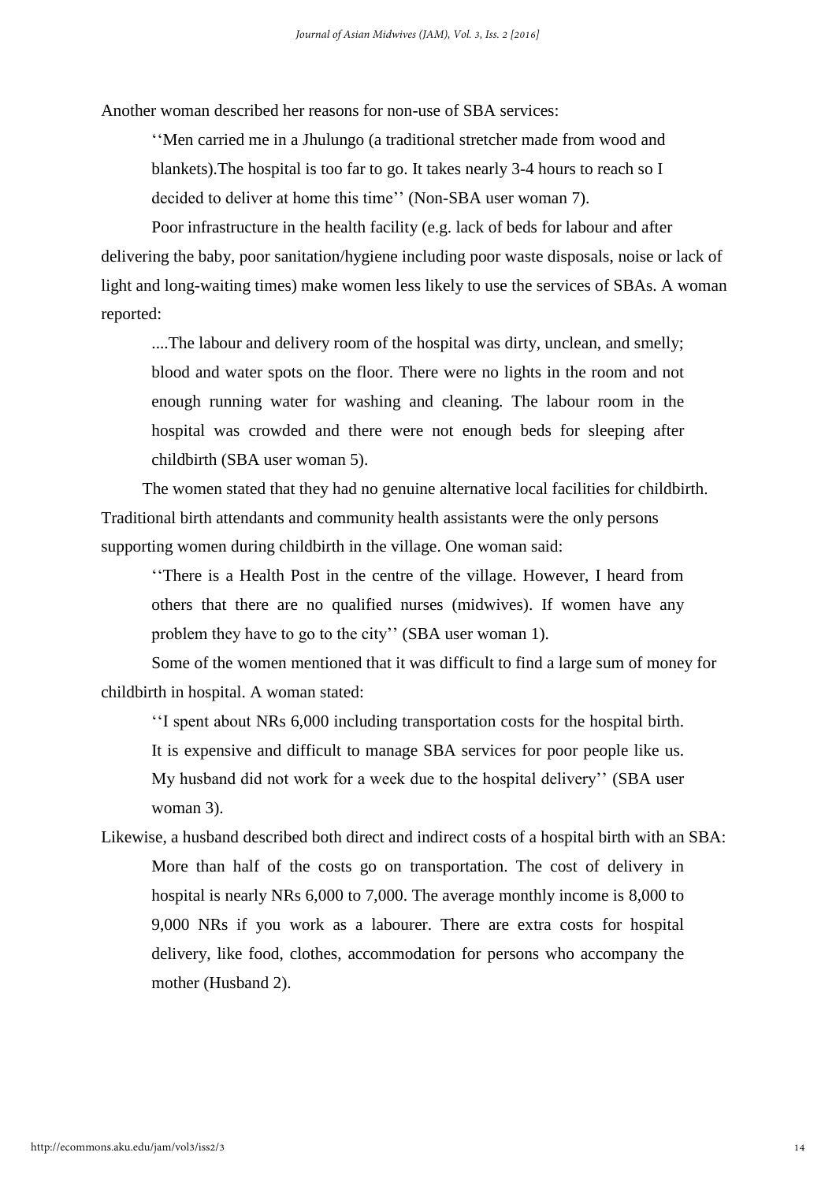Another woman described her reasons for non-use of SBA services:

> ‘‘Men carried me in a Jhulungo (a traditional stretcher made from wood and blankets).The hospital is too far to go. It takes nearly 3-4 hours to reach so I decided to deliver at home this time’’ (Non-SBA user woman 7).

Poor infrastructure in the health facility (e.g. lack of beds for labour and after delivering the baby, poor sanitation/hygiene including poor waste disposals, noise or lack of light and long-waiting times) make women less likely to use the services of SBAs. A woman reported:

> ....The labour and delivery room of the hospital was dirty, unclean, and smelly; blood and water spots on the floor. There were no lights in the room and not enough running water for washing and cleaning. The labour room in the hospital was crowded and there were not enough beds for sleeping after childbirth (SBA user woman 5).

The women stated that they had no genuine alternative local facilities for childbirth. Traditional birth attendants and community health assistants were the only persons supporting women during childbirth in the village. One woman said:

> ‘‘There is a Health Post in the centre of the village. However, I heard from others that there are no qualified nurses (midwives). If women have any problem they have to go to the city’’ (SBA user woman 1).

Some of the women mentioned that it was difficult to find a large sum of money for childbirth in hospital. A woman stated:

> ‘‘I spent about NRs 6,000 including transportation costs for the hospital birth. It is expensive and difficult to manage SBA services for poor people like us. My husband did not work for a week due to the hospital delivery’’ (SBA user woman 3).

Likewise, a husband described both direct and indirect costs of a hospital birth with an SBA:

> More than half of the costs go on transportation. The cost of delivery in hospital is nearly NRs 6,000 to 7,000. The average monthly income is 8,000 to 9,000 NRs if you work as a labourer. There are extra costs for hospital delivery, like food, clothes, accommodation for persons who accompany the mother (Husband 2).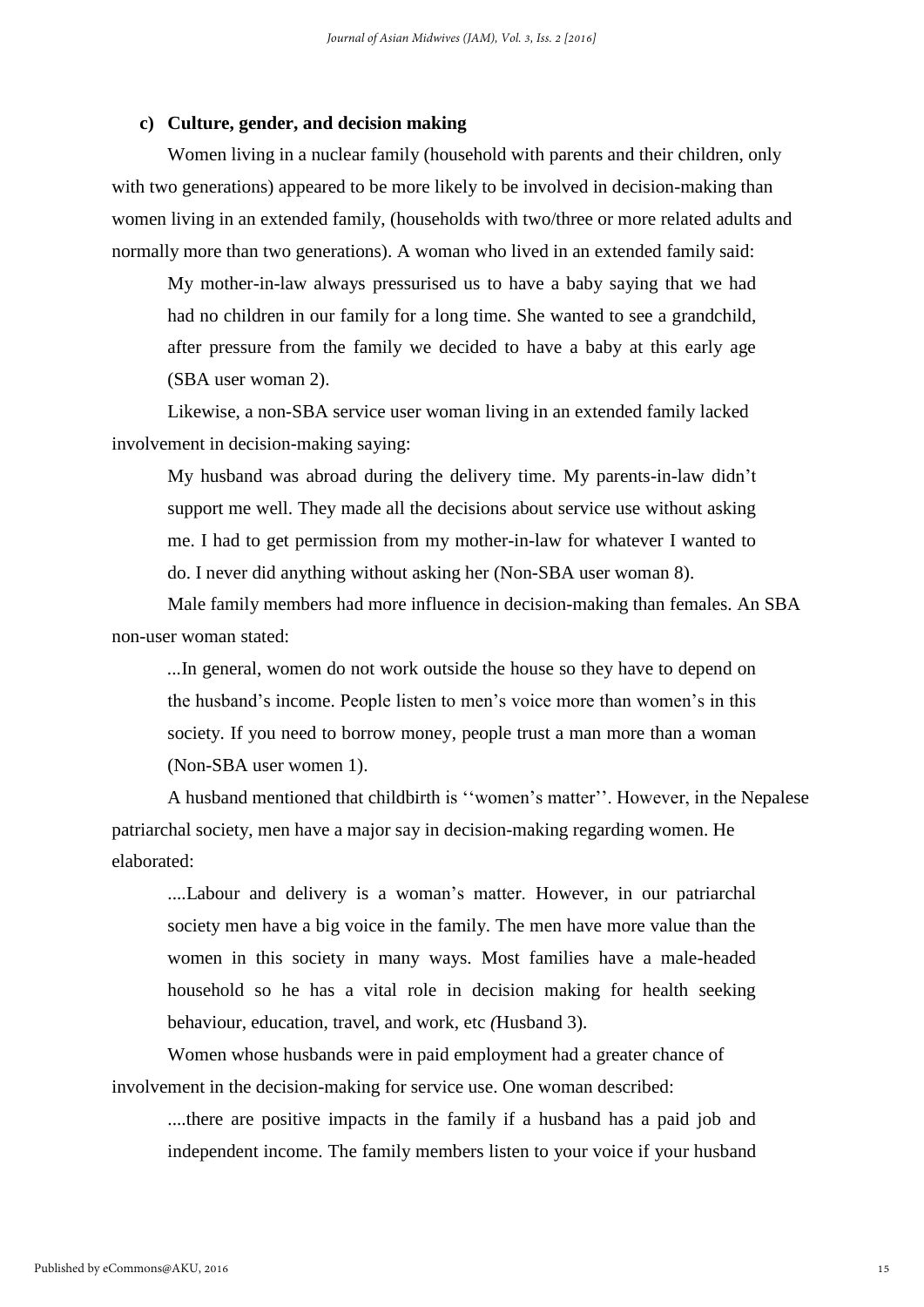#### c) Culture, gender, and decision making

Women living in a nuclear family (household with parents and their children, only with two generations) appeared to be more likely to be involved in decision-making than women living in an extended family, (households with two/three or more related adults and normally more than two generations). A woman who lived in an extended family said:

> My mother-in-law always pressurised us to have a baby saying that we had had no children in our family for a long time. She wanted to see a grandchild, after pressure from the family we decided to have a baby at this early age (SBA user woman 2).

Likewise, a non-SBA service user woman living in an extended family lacked involvement in decision-making saying:

> My husband was abroad during the delivery time. My parents-in-law didn't support me well. They made all the decisions about service use without asking me. I had to get permission from my mother-in-law for whatever I wanted to do. I never did anything without asking her (Non-SBA user woman 8).

Male family members had more influence in decision-making than females. An SBA non-user woman stated:

> ...In general, women do not work outside the house so they have to depend on the husband's income. People listen to men's voice more than women's in this society. If you need to borrow money, people trust a man more than a woman (Non-SBA user women 1).

A husband mentioned that childbirth is ''women's matter''. However, in the Nepalese patriarchal society, men have a major say in decision-making regarding women. He elaborated:

> ....Labour and delivery is a woman's matter. However, in our patriarchal society men have a big voice in the family. The men have more value than the women in this society in many ways. Most families have a male-headed household so he has a vital role in decision making for health seeking behaviour, education, travel, and work, etc *(*Husband 3).

Women whose husbands were in paid employment had a greater chance of involvement in the decision-making for service use. One woman described:

> ....there are positive impacts in the family if a husband has a paid job and independent income. The family members listen to your voice if your husband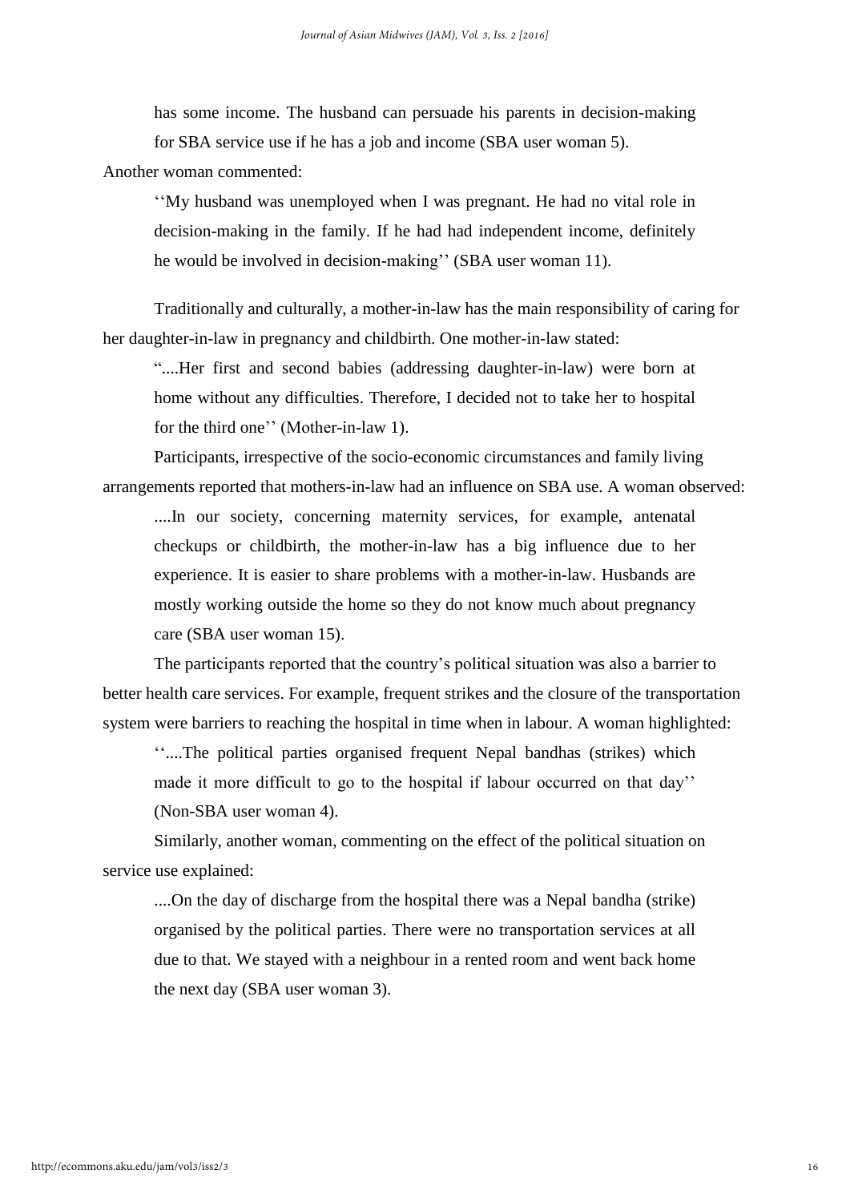has some income. The husband can persuade his parents in decision-making for SBA service use if he has a job and income (SBA user woman 5).

Another woman commented:

> ''My husband was unemployed when I was pregnant. He had no vital role in decision-making in the family. If he had had independent income, definitely he would be involved in decision-making'' (SBA user woman 11).

Traditionally and culturally, a mother-in-law has the main responsibility of caring for her daughter-in-law in pregnancy and childbirth. One mother-in-law stated:

> "....Her first and second babies (addressing daughter-in-law) were born at home without any difficulties. Therefore, I decided not to take her to hospital for the third one'' (Mother-in-law 1).

Participants, irrespective of the socio-economic circumstances and family living arrangements reported that mothers-in-law had an influence on SBA use. A woman observed:

> ....In our society, concerning maternity services, for example, antenatal checkups or childbirth, the mother-in-law has a big influence due to her experience. It is easier to share problems with a mother-in-law. Husbands are mostly working outside the home so they do not know much about pregnancy care (SBA user woman 15).

The participants reported that the country's political situation was also a barrier to better health care services. For example, frequent strikes and the closure of the transportation system were barriers to reaching the hospital in time when in labour. A woman highlighted:

> ''....The political parties organised frequent Nepal bandhas (strikes) which made it more difficult to go to the hospital if labour occurred on that day'' (Non-SBA user woman 4).

Similarly, another woman, commenting on the effect of the political situation on service use explained:

> ....On the day of discharge from the hospital there was a Nepal bandha (strike) organised by the political parties. There were no transportation services at all due to that. We stayed with a neighbour in a rented room and went back home the next day (SBA user woman 3).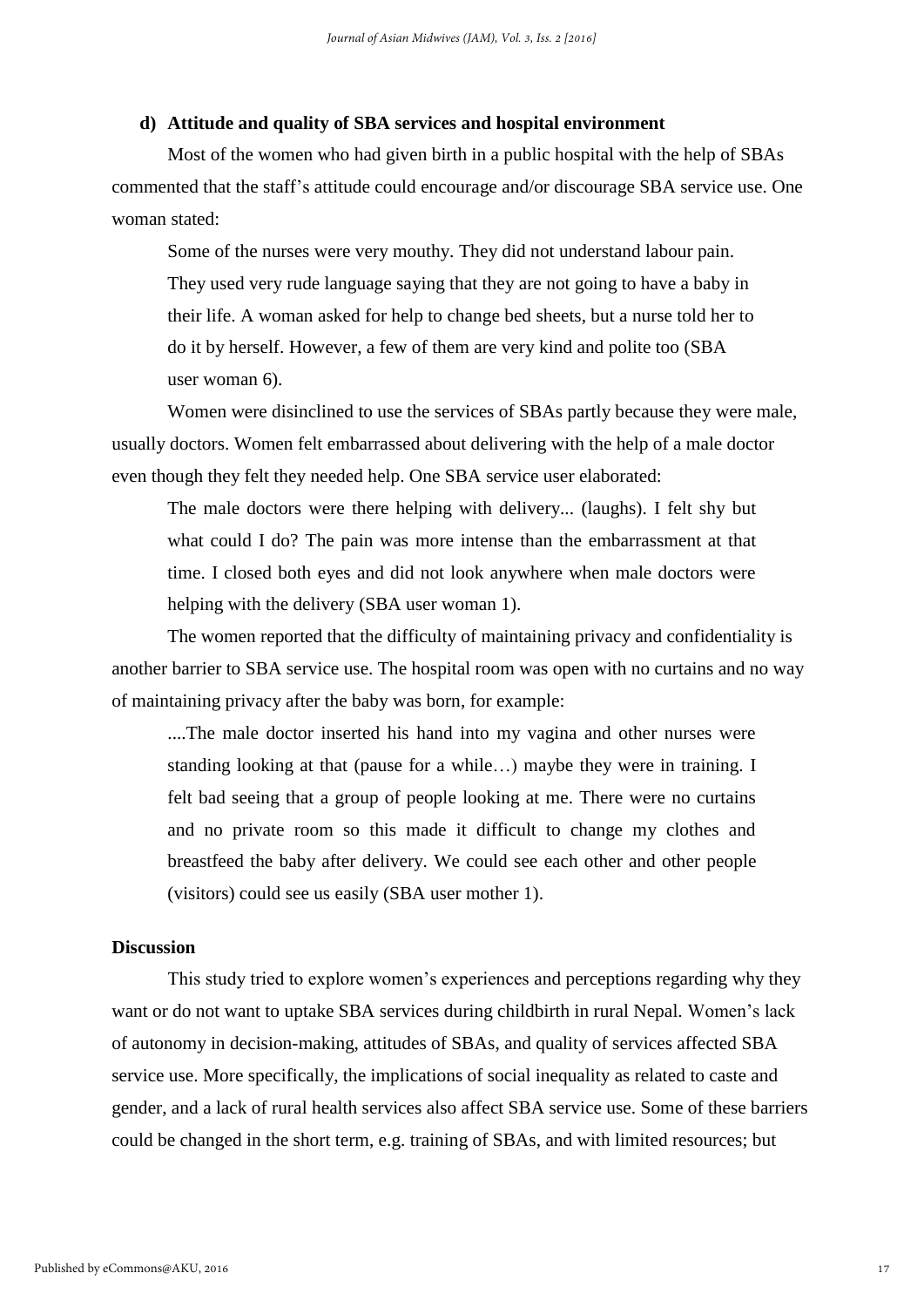**d) Attitude and quality of SBA services and hospital environment**

Most of the women who had given birth in a public hospital with the help of SBAs commented that the staff's attitude could encourage and/or discourage SBA service use. One woman stated:

> Some of the nurses were very mouthy. They did not understand labour pain. They used very rude language saying that they are not going to have a baby in their life. A woman asked for help to change bed sheets, but a nurse told her to do it by herself. However, a few of them are very kind and polite too (SBA user woman 6).

Women were disinclined to use the services of SBAs partly because they were male, usually doctors. Women felt embarrassed about delivering with the help of a male doctor even though they felt they needed help. One SBA service user elaborated:

> The male doctors were there helping with delivery... (laughs). I felt shy but what could I do? The pain was more intense than the embarrassment at that time. I closed both eyes and did not look anywhere when male doctors were helping with the delivery (SBA user woman 1).

The women reported that the difficulty of maintaining privacy and confidentiality is another barrier to SBA service use. The hospital room was open with no curtains and no way of maintaining privacy after the baby was born, for example:

> ....The male doctor inserted his hand into my vagina and other nurses were standing looking at that (pause for a while…) maybe they were in training. I felt bad seeing that a group of people looking at me. There were no curtains and no private room so this made it difficult to change my clothes and breastfeed the baby after delivery. We could see each other and other people (visitors) could see us easily (SBA user mother 1).

## Discussion

This study tried to explore women's experiences and perceptions regarding why they want or do not want to uptake SBA services during childbirth in rural Nepal. Women's lack of autonomy in decision-making, attitudes of SBAs, and quality of services affected SBA service use. More specifically, the implications of social inequality as related to caste and gender, and a lack of rural health services also affect SBA service use. Some of these barriers could be changed in the short term, e.g. training of SBAs, and with limited resources; but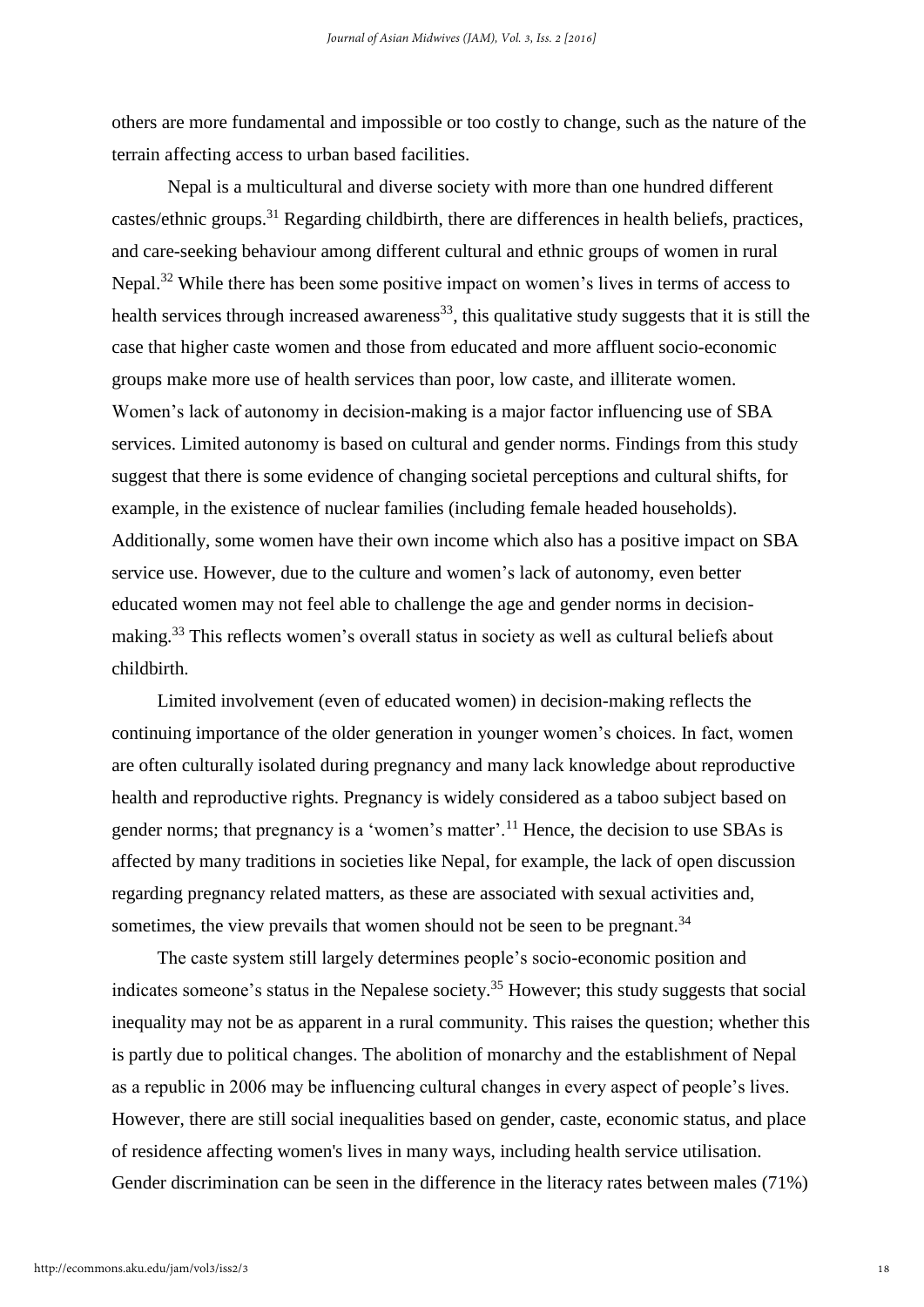others are more fundamental and impossible or too costly to change, such as the nature of the terrain affecting access to urban based facilities.

Nepal is a multicultural and diverse society with more than one hundred different castes/ethnic groups.[31] Regarding childbirth, there are differences in health beliefs, practices, and care-seeking behaviour among different cultural and ethnic groups of women in rural Nepal.[32] While there has been some positive impact on women's lives in terms of access to health services through increased awareness[33], this qualitative study suggests that it is still the case that higher caste women and those from educated and more affluent socio-economic groups make more use of health services than poor, low caste, and illiterate women. Women's lack of autonomy in decision-making is a major factor influencing use of SBA services. Limited autonomy is based on cultural and gender norms. Findings from this study suggest that there is some evidence of changing societal perceptions and cultural shifts, for example, in the existence of nuclear families (including female headed households). Additionally, some women have their own income which also has a positive impact on SBA service use. However, due to the culture and women's lack of autonomy, even better educated women may not feel able to challenge the age and gender norms in decision-making.[33] This reflects women's overall status in society as well as cultural beliefs about childbirth.

Limited involvement (even of educated women) in decision-making reflects the continuing importance of the older generation in younger women's choices. In fact, women are often culturally isolated during pregnancy and many lack knowledge about reproductive health and reproductive rights. Pregnancy is widely considered as a taboo subject based on gender norms; that pregnancy is a 'women's matter'.[11] Hence, the decision to use SBAs is affected by many traditions in societies like Nepal, for example, the lack of open discussion regarding pregnancy related matters, as these are associated with sexual activities and, sometimes, the view prevails that women should not be seen to be pregnant.[34]

The caste system still largely determines people's socio-economic position and indicates someone's status in the Nepalese society.[35] However; this study suggests that social inequality may not be as apparent in a rural community. This raises the question; whether this is partly due to political changes. The abolition of monarchy and the establishment of Nepal as a republic in 2006 may be influencing cultural changes in every aspect of people's lives. However, there are still social inequalities based on gender, caste, economic status, and place of residence affecting women's lives in many ways, including health service utilisation. Gender discrimination can be seen in the difference in the literacy rates between males (71%)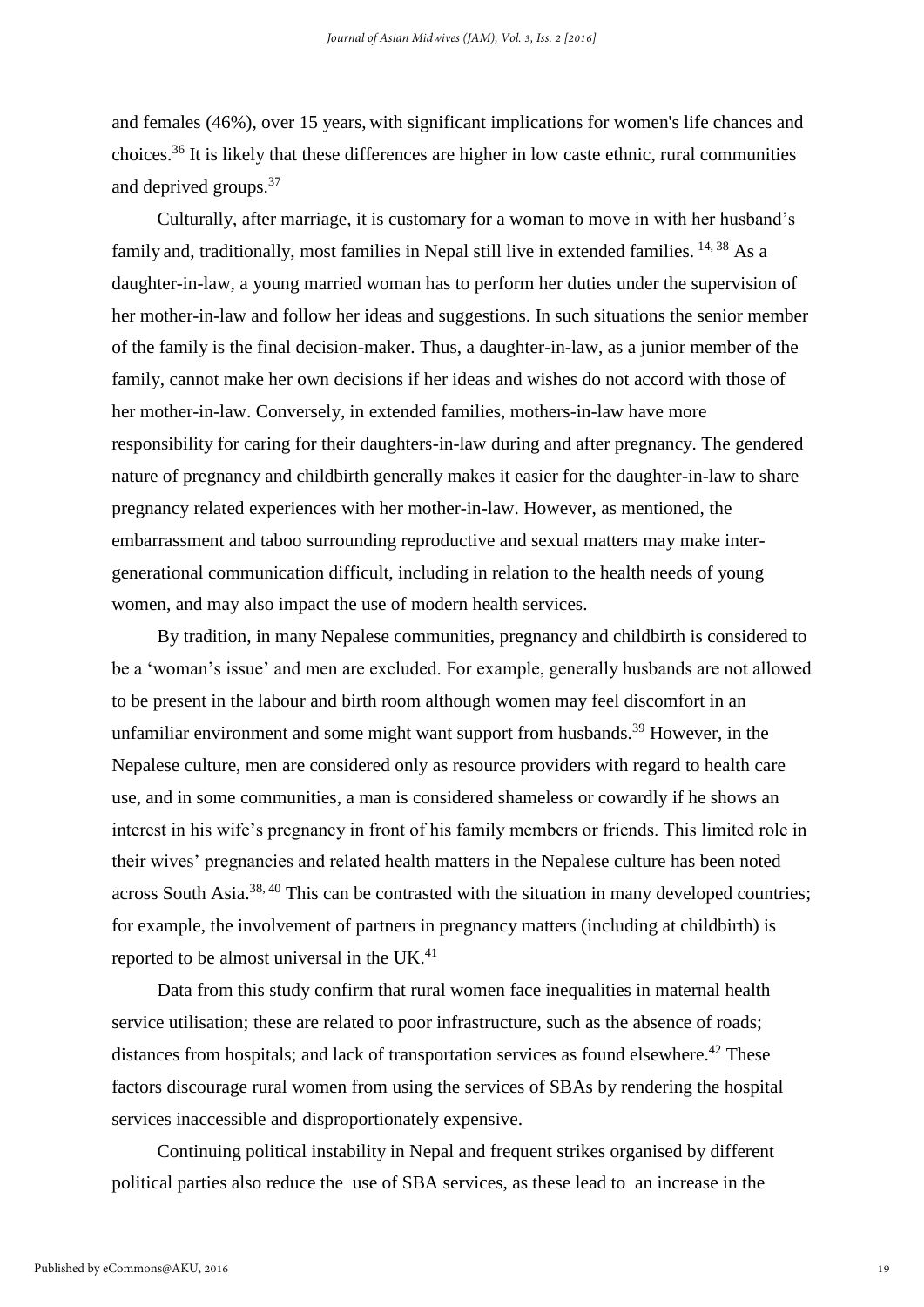and females (46%), over 15 years, with significant implications for women's life chances and choices.[36] It is likely that these differences are higher in low caste ethnic, rural communities and deprived groups.[37]

Culturally, after marriage, it is customary for a woman to move in with her husband's family and, traditionally, most families in Nepal still live in extended families.[14, 38] As a daughter-in-law, a young married woman has to perform her duties under the supervision of her mother-in-law and follow her ideas and suggestions. In such situations the senior member of the family is the final decision-maker. Thus, a daughter-in-law, as a junior member of the family, cannot make her own decisions if her ideas and wishes do not accord with those of her mother-in-law. Conversely, in extended families, mothers-in-law have more responsibility for caring for their daughters-in-law during and after pregnancy. The gendered nature of pregnancy and childbirth generally makes it easier for the daughter-in-law to share pregnancy related experiences with her mother-in-law. However, as mentioned, the embarrassment and taboo surrounding reproductive and sexual matters may make inter-generational communication difficult, including in relation to the health needs of young women, and may also impact the use of modern health services.

By tradition, in many Nepalese communities, pregnancy and childbirth is considered to be a 'woman's issue' and men are excluded. For example, generally husbands are not allowed to be present in the labour and birth room although women may feel discomfort in an unfamiliar environment and some might want support from husbands.[39] However, in the Nepalese culture, men are considered only as resource providers with regard to health care use, and in some communities, a man is considered shameless or cowardly if he shows an interest in his wife's pregnancy in front of his family members or friends. This limited role in their wives' pregnancies and related health matters in the Nepalese culture has been noted across South Asia.[38, 40] This can be contrasted with the situation in many developed countries; for example, the involvement of partners in pregnancy matters (including at childbirth) is reported to be almost universal in the UK.[41]

Data from this study confirm that rural women face inequalities in maternal health service utilisation; these are related to poor infrastructure, such as the absence of roads; distances from hospitals; and lack of transportation services as found elsewhere.[42] These factors discourage rural women from using the services of SBAs by rendering the hospital services inaccessible and disproportionately expensive.

Continuing political instability in Nepal and frequent strikes organised by different political parties also reduce the use of SBA services, as these lead to an increase in the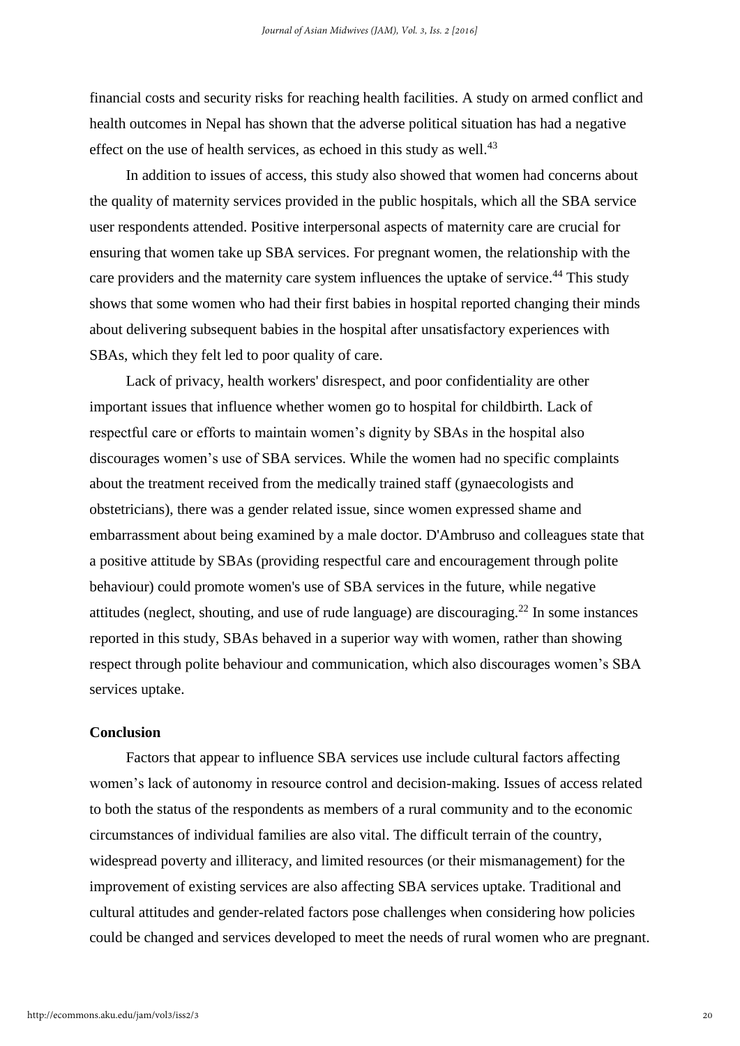financial costs and security risks for reaching health facilities. A study on armed conflict and health outcomes in Nepal has shown that the adverse political situation has had a negative effect on the use of health services, as echoed in this study as well.[43]

In addition to issues of access, this study also showed that women had concerns about the quality of maternity services provided in the public hospitals, which all the SBA service user respondents attended. Positive interpersonal aspects of maternity care are crucial for ensuring that women take up SBA services. For pregnant women, the relationship with the care providers and the maternity care system influences the uptake of service.[44] This study shows that some women who had their first babies in hospital reported changing their minds about delivering subsequent babies in the hospital after unsatisfactory experiences with SBAs, which they felt led to poor quality of care.

Lack of privacy, health workers' disrespect, and poor confidentiality are other important issues that influence whether women go to hospital for childbirth. Lack of respectful care or efforts to maintain women's dignity by SBAs in the hospital also discourages women's use of SBA services. While the women had no specific complaints about the treatment received from the medically trained staff (gynaecologists and obstetricians), there was a gender related issue, since women expressed shame and embarrassment about being examined by a male doctor. D'Ambruso and colleagues state that a positive attitude by SBAs (providing respectful care and encouragement through polite behaviour) could promote women's use of SBA services in the future, while negative attitudes (neglect, shouting, and use of rude language) are discouraging.[22] In some instances reported in this study, SBAs behaved in a superior way with women, rather than showing respect through polite behaviour and communication, which also discourages women's SBA services uptake.

## Conclusion

Factors that appear to influence SBA services use include cultural factors affecting women's lack of autonomy in resource control and decision-making. Issues of access related to both the status of the respondents as members of a rural community and to the economic circumstances of individual families are also vital. The difficult terrain of the country, widespread poverty and illiteracy, and limited resources (or their mismanagement) for the improvement of existing services are also affecting SBA services uptake. Traditional and cultural attitudes and gender-related factors pose challenges when considering how policies could be changed and services developed to meet the needs of rural women who are pregnant.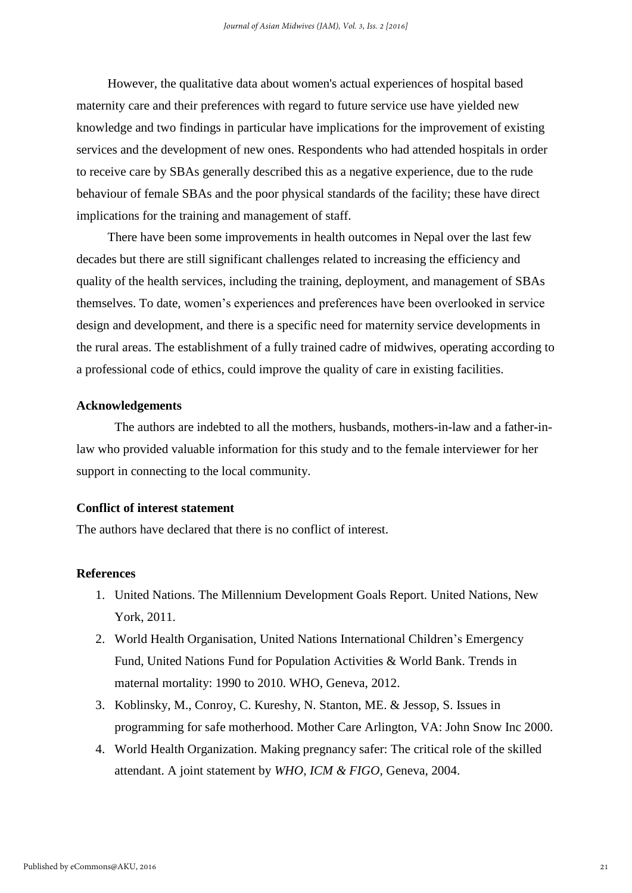However, the qualitative data about women's actual experiences of hospital based maternity care and their preferences with regard to future service use have yielded new knowledge and two findings in particular have implications for the improvement of existing services and the development of new ones. Respondents who had attended hospitals in order to receive care by SBAs generally described this as a negative experience, due to the rude behaviour of female SBAs and the poor physical standards of the facility; these have direct implications for the training and management of staff.

There have been some improvements in health outcomes in Nepal over the last few decades but there are still significant challenges related to increasing the efficiency and quality of the health services, including the training, deployment, and management of SBAs themselves. To date, women's experiences and preferences have been overlooked in service design and development, and there is a specific need for maternity service developments in the rural areas. The establishment of a fully trained cadre of midwives, operating according to a professional code of ethics, could improve the quality of care in existing facilities.

## Acknowledgements

The authors are indebted to all the mothers, husbands, mothers-in-law and a father-in-law who provided valuable information for this study and to the female interviewer for her support in connecting to the local community.

## Conflict of interest statement

The authors have declared that there is no conflict of interest.

## References

1. United Nations. The Millennium Development Goals Report. United Nations, New York, 2011.
2. World Health Organisation, United Nations International Children's Emergency Fund, United Nations Fund for Population Activities & World Bank. Trends in maternal mortality: 1990 to 2010. WHO, Geneva, 2012.
3. Koblinsky, M., Conroy, C. Kureshy, N. Stanton, ME. & Jessop, S. Issues in programming for safe motherhood. Mother Care Arlington, VA: John Snow Inc 2000.
4. World Health Organization. Making pregnancy safer: The critical role of the skilled attendant. A joint statement by *WHO, ICM & FIGO*, Geneva, 2004.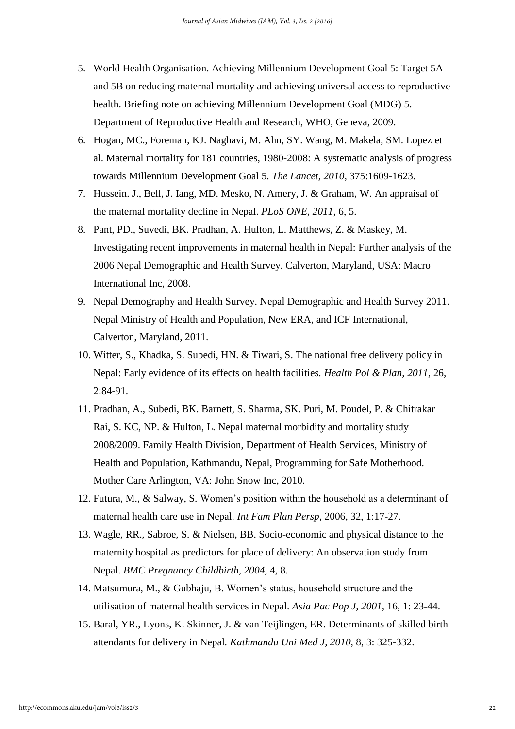5. World Health Organisation. Achieving Millennium Development Goal 5: Target 5A and 5B on reducing maternal mortality and achieving universal access to reproductive health. Briefing note on achieving Millennium Development Goal (MDG) 5. Department of Reproductive Health and Research, WHO, Geneva, 2009.
6. Hogan, MC., Foreman, KJ. Naghavi, M. Ahn, SY. Wang, M. Makela, SM. Lopez et al. Maternal mortality for 181 countries, 1980-2008: A systematic analysis of progress towards Millennium Development Goal 5. *The Lancet, 2010,* 375:1609-1623.
7. Hussein. J., Bell, J. Iang, MD. Mesko, N. Amery, J. & Graham, W. An appraisal of the maternal mortality decline in Nepal. *PLoS ONE, 2011,* 6, 5.
8. Pant, PD., Suvedi, BK. Pradhan, A. Hulton, L. Matthews, Z. & Maskey, M. Investigating recent improvements in maternal health in Nepal: Further analysis of the 2006 Nepal Demographic and Health Survey. Calverton, Maryland, USA: Macro International Inc, 2008.
9. Nepal Demography and Health Survey. Nepal Demographic and Health Survey 2011. Nepal Ministry of Health and Population, New ERA, and ICF International, Calverton, Maryland, 2011.
10. Witter, S., Khadka, S. Subedi, HN. & Tiwari, S. The national free delivery policy in Nepal: Early evidence of its effects on health facilities. *Health Pol & Plan, 2011,* 26, 2:84-91.
11. Pradhan, A., Subedi, BK. Barnett, S. Sharma, SK. Puri, M. Poudel, P. & Chitrakar Rai, S. KC, NP. & Hulton, L. Nepal maternal morbidity and mortality study 2008/2009. Family Health Division, Department of Health Services, Ministry of Health and Population, Kathmandu, Nepal, Programming for Safe Motherhood. Mother Care Arlington, VA: John Snow Inc, 2010.
12. Futura, M., & Salway, S. Women's position within the household as a determinant of maternal health care use in Nepal. *Int Fam Plan Persp,* 2006, 32, 1:17-27.
13. Wagle, RR., Sabroe, S. & Nielsen, BB. Socio-economic and physical distance to the maternity hospital as predictors for place of delivery: An observation study from Nepal. *BMC Pregnancy Childbirth, 2004,* 4, 8.
14. Matsumura, M., & Gubhaju, B. Women's status, household structure and the utilisation of maternal health services in Nepal. *Asia Pac Pop J, 2001,* 16, 1: 23-44.
15. Baral, YR., Lyons, K. Skinner, J. & van Teijlingen, ER. Determinants of skilled birth attendants for delivery in Nepal. *Kathmandu Uni Med J, 2010,* 8, 3: 325-332.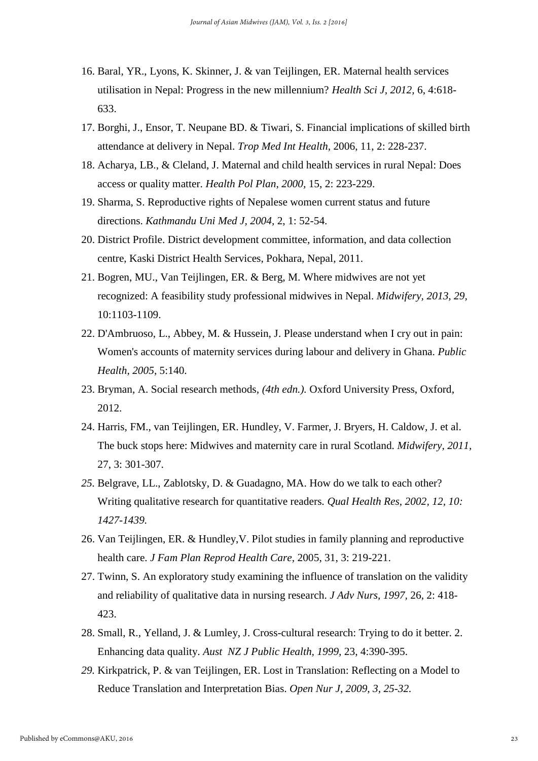16. Baral, YR., Lyons, K. Skinner, J. & van Teijlingen, ER. Maternal health services utilisation in Nepal: Progress in the new millennium? *Health Sci J, 2012,* 6, 4:618-633.
17. Borghi, J., Ensor, T. Neupane BD. & Tiwari, S. Financial implications of skilled birth attendance at delivery in Nepal. *Trop Med Int Health*, 2006, 11, 2: 228-237.
18. Acharya, LB., & Cleland, J. Maternal and child health services in rural Nepal: Does access or quality matter. *Health Pol Plan, 2000,* 15, 2: 223-229.
19. Sharma, S. Reproductive rights of Nepalese women current status and future directions. *Kathmandu Uni Med J, 2004,* 2, 1: 52-54.
20. District Profile. District development committee, information, and data collection centre, Kaski District Health Services, Pokhara, Nepal, 2011.
21. Bogren, MU., Van Teijlingen, ER. & Berg, M. Where midwives are not yet recognized: A feasibility study professional midwives in Nepal. *Midwifery, 2013, 29,* 10:1103-1109.
22. D'Ambruoso, L., Abbey, M. & Hussein, J. Please understand when I cry out in pain: Women's accounts of maternity services during labour and delivery in Ghana. *Public Health, 2005*, 5:140.
23. Bryman, A. Social research methods*, (4th edn.).* Oxford University Press, Oxford, 2012.
24. Harris, FM., van Teijlingen, ER. Hundley, V. Farmer, J. Bryers, H. Caldow, J. et al. The buck stops here: Midwives and maternity care in rural Scotland. *Midwifery, 2011*, 27, 3: 301-307.
25. Belgrave, LL., Zablotsky, D. & Guadagno, MA. How do we talk to each other? Writing qualitative research for quantitative readers. *Qual Health Res, 2002, 12, 10: 1427-1439.*
26. Van Teijlingen, ER. & Hundley,V. Pilot studies in family planning and reproductive health care. *J Fam Plan Reprod Health Care*, 2005, 31, 3: 219-221.
27. Twinn, S. An exploratory study examining the influence of translation on the validity and reliability of qualitative data in nursing research. *J Adv Nurs, 1997,* 26, 2: 418-423.
28. Small, R., Yelland, J. & Lumley, J. Cross-cultural research: Trying to do it better. 2. Enhancing data quality. *Aust NZ J Public Health, 1999,* 23, 4:390-395.
29. Kirkpatrick, P. & van Teijlingen, ER. Lost in Translation: Reflecting on a Model to Reduce Translation and Interpretation Bias. *Open Nur J, 2009, 3, 25-32.*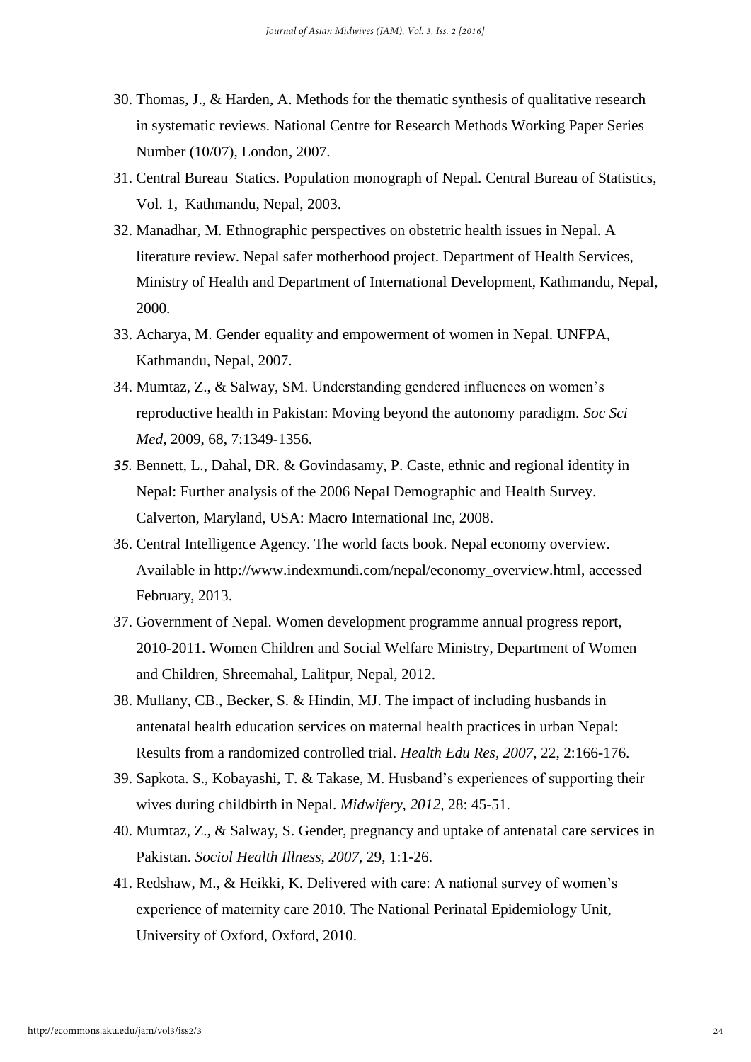30. Thomas, J., & Harden, A. Methods for the thematic synthesis of qualitative research in systematic reviews. National Centre for Research Methods Working Paper Series Number (10/07), London, 2007.
31. Central Bureau Statics. Population monograph of Nepal. Central Bureau of Statistics, Vol. 1, Kathmandu, Nepal, 2003.
32. Manadhar, M. Ethnographic perspectives on obstetric health issues in Nepal. A literature review. Nepal safer motherhood project. Department of Health Services, Ministry of Health and Department of International Development, Kathmandu, Nepal, 2000.
33. Acharya, M. Gender equality and empowerment of women in Nepal. UNFPA, Kathmandu, Nepal, 2007.
34. Mumtaz, Z., & Salway, SM. Understanding gendered influences on women's reproductive health in Pakistan: Moving beyond the autonomy paradigm. *Soc Sci Med,* 2009, 68, 7:1349-1356.
35. Bennett, L., Dahal, DR. & Govindasamy, P. Caste, ethnic and regional identity in Nepal: Further analysis of the 2006 Nepal Demographic and Health Survey. Calverton, Maryland, USA: Macro International Inc, 2008.
36. Central Intelligence Agency. The world facts book. Nepal economy overview. Available in http://www.indexmundi.com/nepal/economy_overview.html, accessed February, 2013.
37. Government of Nepal. Women development programme annual progress report, 2010-2011. Women Children and Social Welfare Ministry, Department of Women and Children, Shreemahal, Lalitpur, Nepal, 2012.
38. Mullany, CB., Becker, S. & Hindin, MJ. The impact of including husbands in antenatal health education services on maternal health practices in urban Nepal: Results from a randomized controlled trial. *Health Edu Res, 2007,* 22, 2:166-176.
39. Sapkota. S., Kobayashi, T. & Takase, M. Husband's experiences of supporting their wives during childbirth in Nepal. *Midwifery, 2012,* 28: 45-51.
40. Mumtaz, Z., & Salway, S. Gender, pregnancy and uptake of antenatal care services in Pakistan. *Sociol Health Illness, 2007,* 29, 1:1-26.
41. Redshaw, M., & Heikki, K. Delivered with care: A national survey of women's experience of maternity care 2010. The National Perinatal Epidemiology Unit, University of Oxford, Oxford, 2010.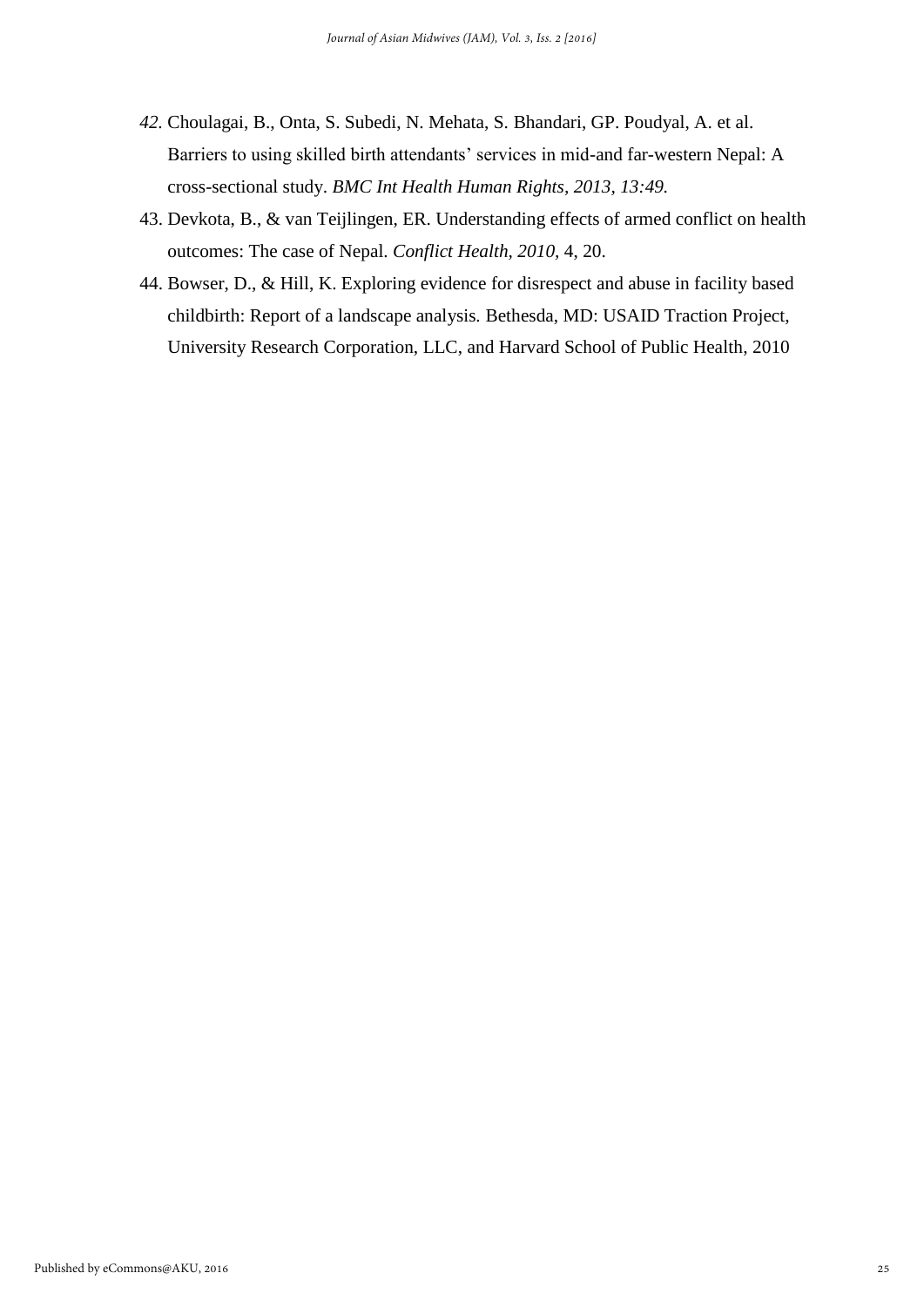42. Choulagai, B., Onta, S. Subedi, N. Mehata, S. Bhandari, GP. Poudyal, A. et al. Barriers to using skilled birth attendants' services in mid-and far-western Nepal: A cross-sectional study. *BMC Int Health Human Rights, 2013, 13:49.*
43. Devkota, B., & van Teijlingen, ER. Understanding effects of armed conflict on health outcomes: The case of Nepal. *Conflict Health, 2010*, 4, 20.
44. Bowser, D., & Hill, K. Exploring evidence for disrespect and abuse in facility based childbirth: Report of a landscape analysis. Bethesda, MD: USAID Traction Project, University Research Corporation, LLC, and Harvard School of Public Health, 2010